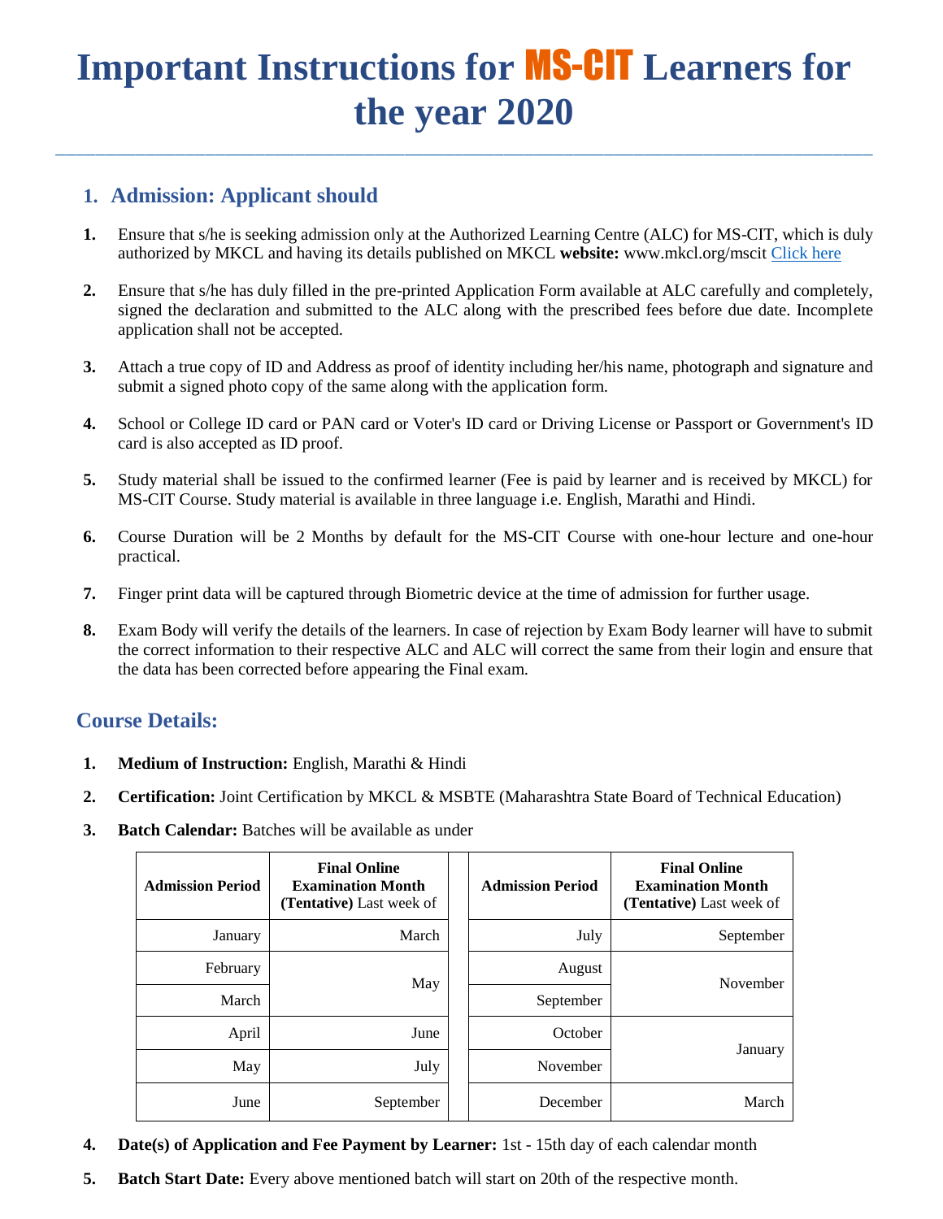# Important Instructions for MS-CIT Learners for the year 2020

## 1. Admission: Applicant should

1. Ensure that s/he is seeking admission only at the Authorized Learning Centre (ALC) for MS-CIT, which is duly authorized by MKCL and having its details published on MKCL **website:** www.mkcl.org/mscit Click here

2. Ensure that s/he has duly filled in the pre-printed Application Form available at ALC carefully and completely, signed the declaration and submitted to the ALC along with the prescribed fees before due date. Incomplete application shall not be accepted.

3. Attach a true copy of ID and Address as proof of identity including her/his name, photograph and signature and submit a signed photo copy of the same along with the application form.

4. School or College ID card or PAN card or Voter's ID card or Driving License or Passport or Government's ID card is also accepted as ID proof.

5. Study material shall be issued to the confirmed learner (Fee is paid by learner and is received by MKCL) for MS-CIT Course. Study material is available in three language i.e. English, Marathi and Hindi.

6. Course Duration will be 2 Months by default for the MS-CIT Course with one-hour lecture and one-hour practical.

7. Finger print data will be captured through Biometric device at the time of admission for further usage.

8. Exam Body will verify the details of the learners. In case of rejection by Exam Body learner will have to submit the correct information to their respective ALC and ALC will correct the same from their login and ensure that the data has been corrected before appearing the Final exam.

## Course Details:

1. **Medium of Instruction:** English, Marathi & Hindi

2. **Certification:** Joint Certification by MKCL & MSBTE (Maharashtra State Board of Technical Education)

3. **Batch Calendar:** Batches will be available as under

| Admission Period | Final Online Examination Month (Tentative) Last week of | Admission Period | Final Online Examination Month (Tentative) Last week of |
|---|---|---|---|
| January | March | July | September |
| February | May | August | November |
| March | | September | |
| April | June | October | January |
| May | July | November | |
| June | September | December | March |

4. **Date(s) of Application and Fee Payment by Learner:** 1st - 15th day of each calendar month

5. **Batch Start Date:** Every above mentioned batch will start on 20th of the respective month.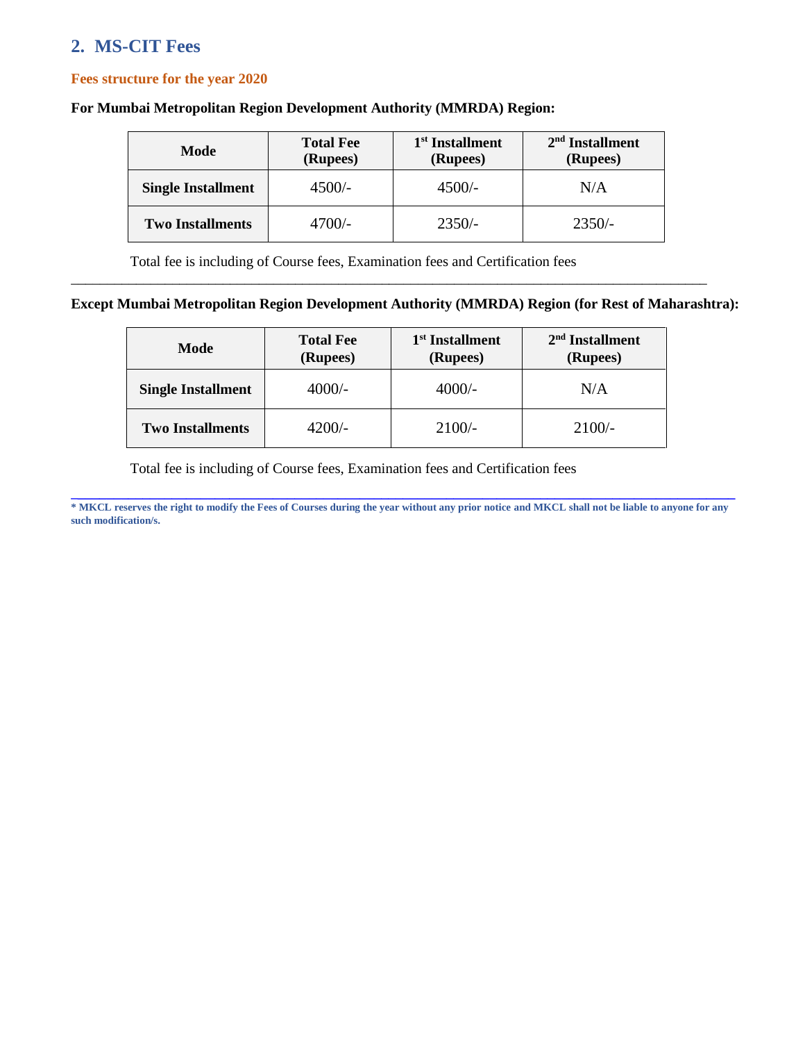## 2. MS-CIT Fees

### Fees structure for the year 2020

**For Mumbai Metropolitan Region Development Authority (MMRDA) Region:**

| Mode | Total Fee (Rupees) | 1st Installment (Rupees) | 2nd Installment (Rupees) |
|---|---|---|---|
| **Single Installment** | 4500/- | 4500/- | N/A |
| **Two Installments** | 4700/- | 2350/- | 2350/- |

Total fee is including of Course fees, Examination fees and Certification fees

---

**Except Mumbai Metropolitan Region Development Authority (MMRDA) Region (for Rest of Maharashtra):**

| Mode | Total Fee (Rupees) | 1st Installment (Rupees) | 2nd Installment (Rupees) |
|---|---|---|---|
| **Single Installment** | 4000/- | 4000/- | N/A |
| **Two Installments** | 4200/- | 2100/- | 2100/- |

Total fee is including of Course fees, Examination fees and Certification fees

---

**\* MKCL reserves the right to modify the Fees of Courses during the year without any prior notice and MKCL shall not be liable to anyone for any such modification/s.**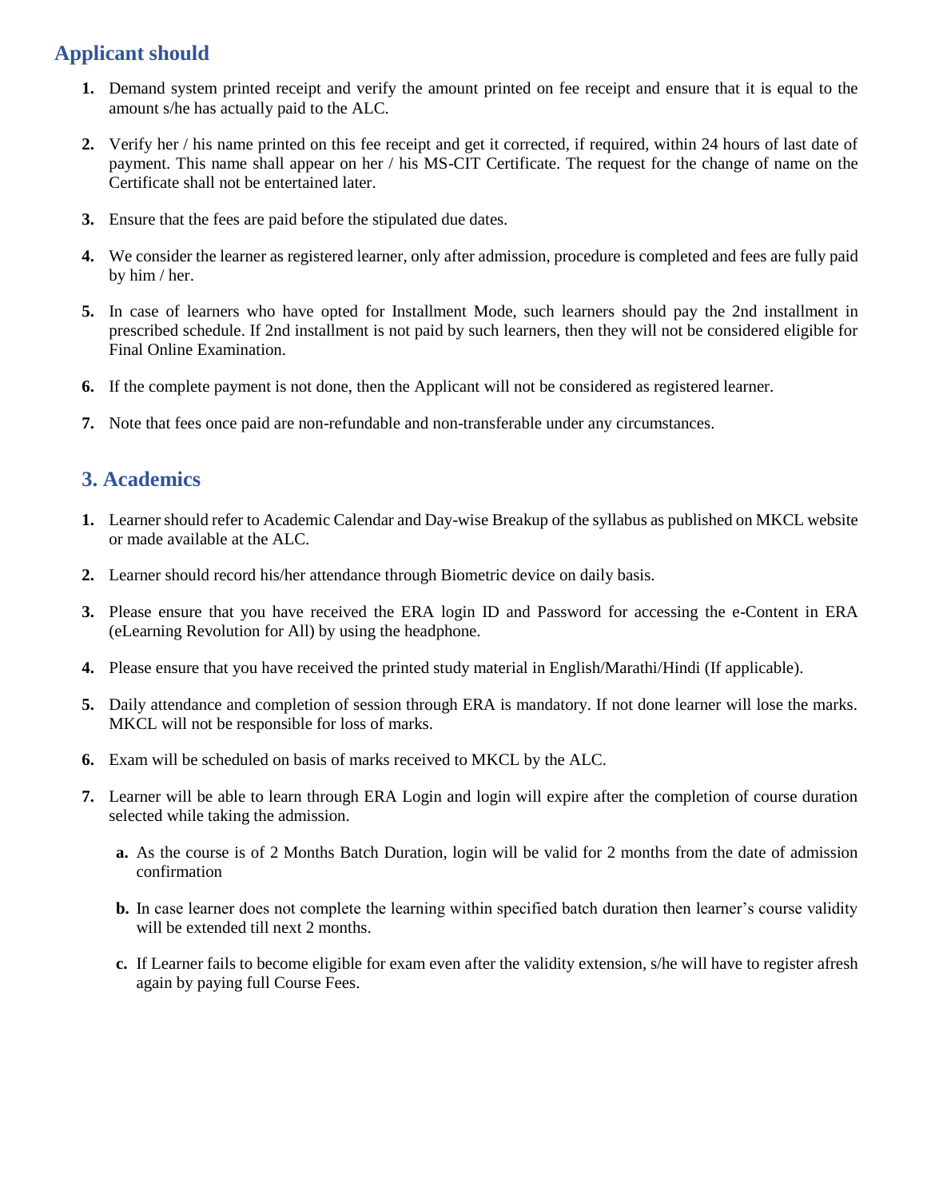## Applicant should

1. Demand system printed receipt and verify the amount printed on fee receipt and ensure that it is equal to the amount s/he has actually paid to the ALC.
2. Verify her / his name printed on this fee receipt and get it corrected, if required, within 24 hours of last date of payment. This name shall appear on her / his MS-CIT Certificate. The request for the change of name on the Certificate shall not be entertained later.
3. Ensure that the fees are paid before the stipulated due dates.
4. We consider the learner as registered learner, only after admission, procedure is completed and fees are fully paid by him / her.
5. In case of learners who have opted for Installment Mode, such learners should pay the 2nd installment in prescribed schedule. If 2nd installment is not paid by such learners, then they will not be considered eligible for Final Online Examination.
6. If the complete payment is not done, then the Applicant will not be considered as registered learner.
7. Note that fees once paid are non-refundable and non-transferable under any circumstances.

## 3. Academics

1. Learner should refer to Academic Calendar and Day-wise Breakup of the syllabus as published on MKCL website or made available at the ALC.
2. Learner should record his/her attendance through Biometric device on daily basis.
3. Please ensure that you have received the ERA login ID and Password for accessing the e-Content in ERA (eLearning Revolution for All) by using the headphone.
4. Please ensure that you have received the printed study material in English/Marathi/Hindi (If applicable).
5. Daily attendance and completion of session through ERA is mandatory. If not done learner will lose the marks. MKCL will not be responsible for loss of marks.
6. Exam will be scheduled on basis of marks received to MKCL by the ALC.
7. Learner will be able to learn through ERA Login and login will expire after the completion of course duration selected while taking the admission.
    - **a.** As the course is of 2 Months Batch Duration, login will be valid for 2 months from the date of admission confirmation
    - **b.** In case learner does not complete the learning within specified batch duration then learner's course validity will be extended till next 2 months.
    - **c.** If Learner fails to become eligible for exam even after the validity extension, s/he will have to register afresh again by paying full Course Fees.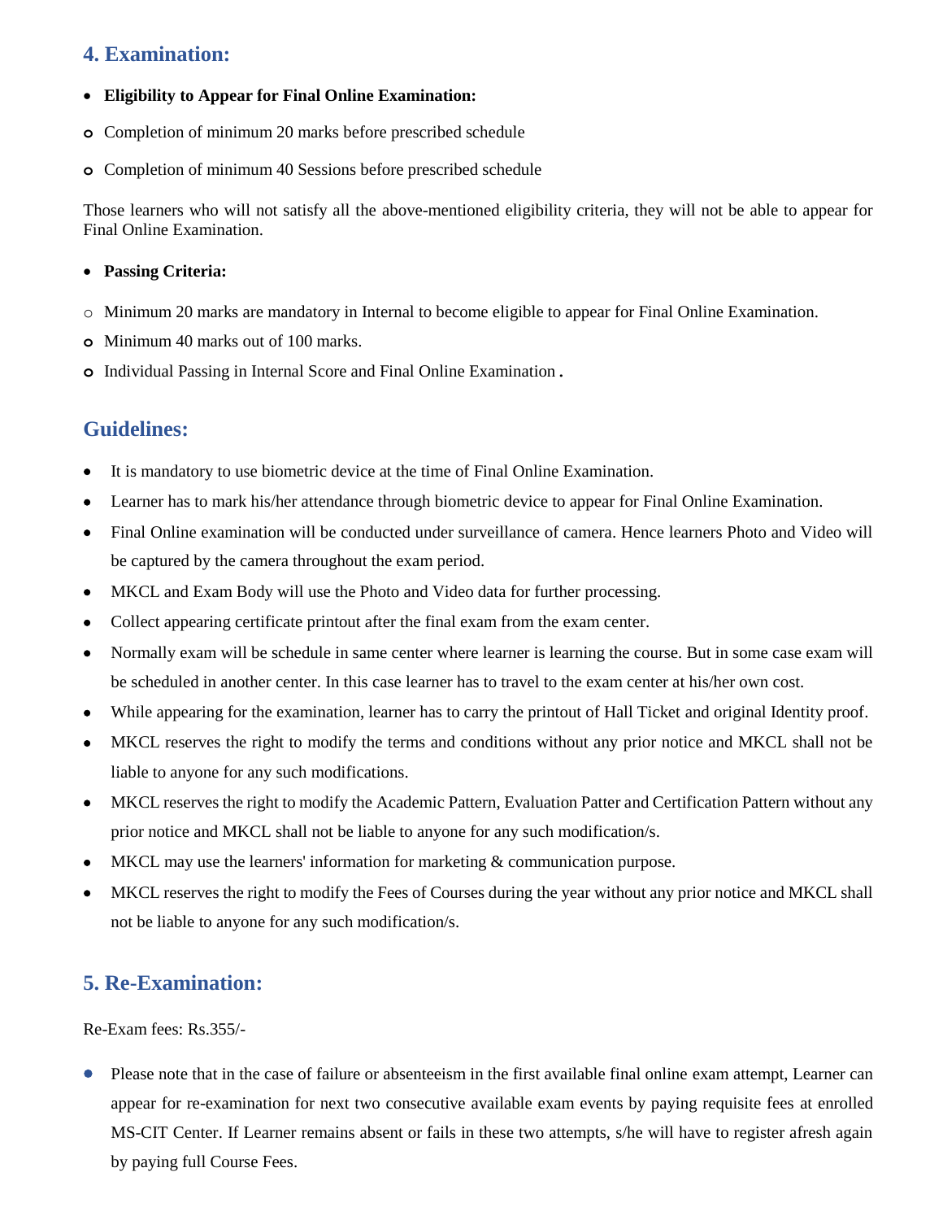## 4. Examination:

- **Eligibility to Appear for Final Online Examination:**
  - Completion of minimum 20 marks before prescribed schedule
  - Completion of minimum 40 Sessions before prescribed schedule

Those learners who will not satisfy all the above-mentioned eligibility criteria, they will not be able to appear for Final Online Examination.

- **Passing Criteria:**
  - Minimum 20 marks are mandatory in Internal to become eligible to appear for Final Online Examination.
  - Minimum 40 marks out of 100 marks.
  - Individual Passing in Internal Score and Final Online Examination.

## Guidelines:

- It is mandatory to use biometric device at the time of Final Online Examination.
- Learner has to mark his/her attendance through biometric device to appear for Final Online Examination.
- Final Online examination will be conducted under surveillance of camera. Hence learners Photo and Video will be captured by the camera throughout the exam period.
- MKCL and Exam Body will use the Photo and Video data for further processing.
- Collect appearing certificate printout after the final exam from the exam center.
- Normally exam will be schedule in same center where learner is learning the course. But in some case exam will be scheduled in another center. In this case learner has to travel to the exam center at his/her own cost.
- While appearing for the examination, learner has to carry the printout of Hall Ticket and original Identity proof.
- MKCL reserves the right to modify the terms and conditions without any prior notice and MKCL shall not be liable to anyone for any such modifications.
- MKCL reserves the right to modify the Academic Pattern, Evaluation Patter and Certification Pattern without any prior notice and MKCL shall not be liable to anyone for any such modification/s.
- MKCL may use the learners' information for marketing & communication purpose.
- MKCL reserves the right to modify the Fees of Courses during the year without any prior notice and MKCL shall not be liable to anyone for any such modification/s.

## 5. Re-Examination:

Re-Exam fees: Rs.355/-

- Please note that in the case of failure or absenteeism in the first available final online exam attempt, Learner can appear for re-examination for next two consecutive available exam events by paying requisite fees at enrolled MS-CIT Center. If Learner remains absent or fails in these two attempts, s/he will have to register afresh again by paying full Course Fees.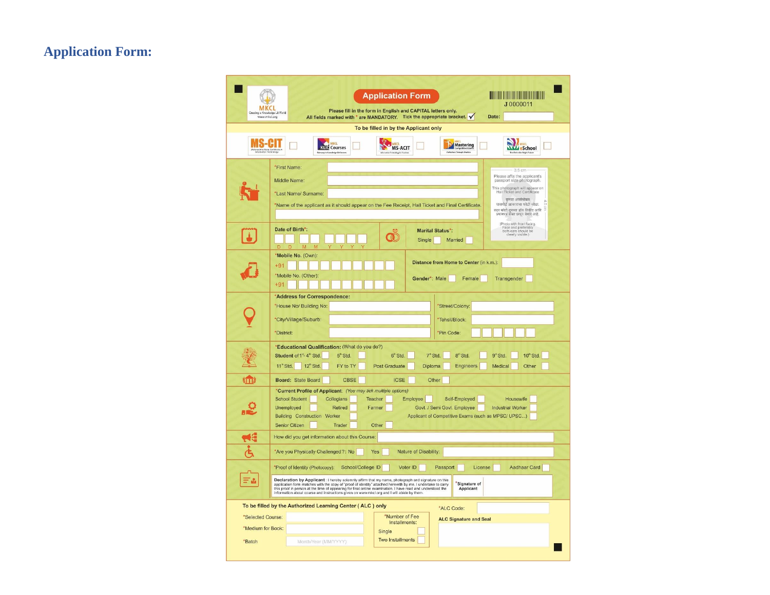## Application Form:

**Application Form**

MKCL — Creating a Knowledge Lit World — www.mkcl.org

J 0000011

Please fill in the form in English and CAPITAL letters only.
All fields marked with * are MANDATORY. Tick the appropriate bracket. ✓

Date:

To be filled in by the Applicant only

MS-CIT ☐ KLiC Courses ☐ MS-ACIT ☐ Mastering Competitive Exams ☐ eSchool ☐

*First Name:

Middle Name:

*Last Name/ Surname:

*Name of the applicant as it should appear on the Fee Receipt, Hall Ticket and Final Certificate.

3.5 cm — Please affix the applicant's passport size photograph. This photograph will appear on Hall Ticket and Certificate. कृपया अर्जदाराचा पासपोर्ट आकाराचा फोटो जोडा. सदर फोटो तुमच्या हॉल तिकीट आणि प्रमाणपत्र वर छापून येणार आहे. (Photo with front facing. Face and preferably both ears should be clearly visible.)

*Date of Birth*: D D M M Y Y Y Y

Marital Status*: Single ☐ Married ☐

*Mobile No. (Own): +91

*Mobile No. (Other): +91

Distance from Home to Center (in k.m.):

Gender*: Male ☐ Female ☐ Transgender ☐

*Address for Correspondence:

*House No/ Building No: | *Street/Colony:

*City/Village/Suburb: | *Tehsil/Block:

*District: | *Pin Code:

*Educational Qualification: (What do you do?)

Student of 1st- 4th Std. ☐ 5th Std. ☐ 6th Std. ☐ 7th Std. ☐ 8th Std. ☐ 9th Std. ☐ 10th Std. ☐
11th Std. ☐ 12th Std. ☐ FY to TY ☐ Post Graduate ☐ Diploma ☐ Engineers ☐ Medical ☐ Other ☐

Board: State Board ☐ CBSE ☐ ICSE ☐ Other ☐

*Current Profile of Applicant: *(You may tick multiple options)*

School Student ☐ Collegians ☐ Teacher ☐ Employee ☐ Self-Employed ☐ Housewife ☐
Unemployed ☐ Retired ☐ Farmer ☐ Govt. / Semi Govt. Employee ☐ Industrial Worker ☐
Building Construction Worker ☐ Applicant of Competitive Exams (such as MPSC/ UPSC...) ☐
Senior Citizen ☐ Trader ☐ Other ☐

How did you get information about this Course:

*Are you Physically Challenged ?: No ☐ Yes ☐ Nature of Disability:

*Proof of Identity (Photocopy): School/College ID ☐ Voter ID ☐ Passport ☐ License ☐ Aadhaar Card ☐

**Declaration by Applicant** : I hereby solemnly affirm that my name, photograph and signature on this application form matches with the copy of "proof of identity" attached herewith by me. I undertake to carry this proof in person at the time of appearing for final online examination. I have read and understood the information about course and instructions given on www.mkcl.org and I will abide by them.

*Signature of Applicant

To be filled by the Authorized Learning Center ( ALC ) only

*Selected Course:

*Medium for Book:

*Batch — Month/Year (MM/YYYY)

*Number of Fee Installments: Single ☐ Two Installments ☐

*ALC Code:

ALC Signature and Seal